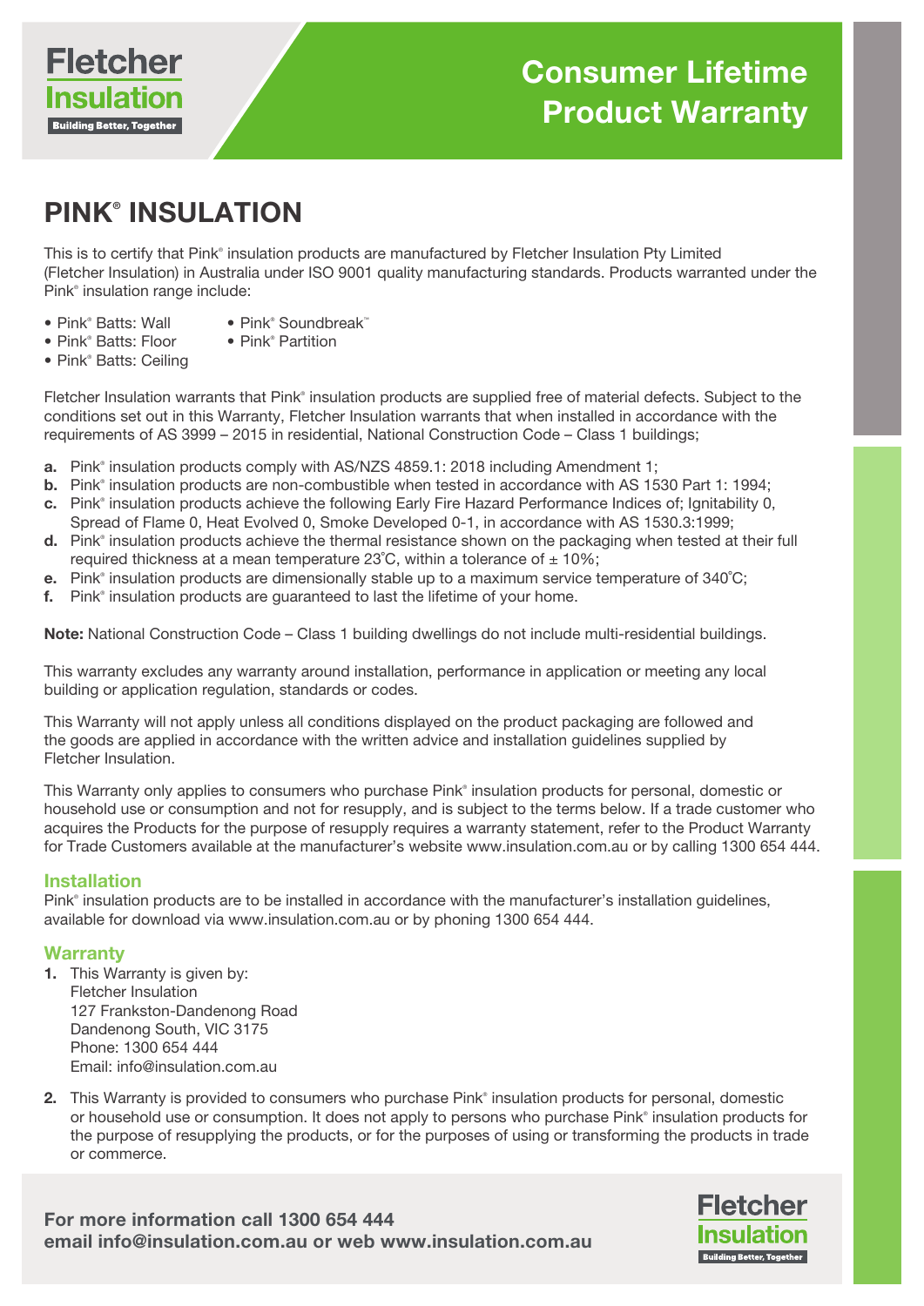# Consumer Lifetime Product Warranty

## PINK® INSULATION

This is to certify that Pink® insulation products are manufactured by Fletcher Insulation Pty Limited (Fletcher Insulation) in Australia under ISO 9001 quality manufacturing standards. Products warranted under the Pink® insulation range include:

- Pink® Batts: Wall
- Pink® Batts: Floor
- Pink® Batts: Ceiling
- Pink® Soundbreak™
- Pink® Partition

Fletcher Insulation warrants that Pink® insulation products are supplied free of material defects. Subject to the conditions set out in this Warranty, Fletcher Insulation warrants that when installed in accordance with the requirements of AS 3999 – 2015 in residential, National Construction Code – Class 1 buildings;

**a.** Pink® insulation products comply with AS/NZS 4859.1: 2018 including Amendment 1;
**b.** Pink® insulation products are non-combustible when tested in accordance with AS 1530 Part 1: 1994;
**c.** Pink® insulation products achieve the following Early Fire Hazard Performance Indices of; Ignitability 0, Spread of Flame 0, Heat Evolved 0, Smoke Developed 0-1, in accordance with AS 1530.3:1999;
**d.** Pink® insulation products achieve the thermal resistance shown on the packaging when tested at their full required thickness at a mean temperature 23°C, within a tolerance of ± 10%;
**e.** Pink® insulation products are dimensionally stable up to a maximum service temperature of 340°C;
**f.** Pink® insulation products are guaranteed to last the lifetime of your home.

**Note:** National Construction Code – Class 1 building dwellings do not include multi-residential buildings.

This warranty excludes any warranty around installation, performance in application or meeting any local building or application regulation, standards or codes.

This Warranty will not apply unless all conditions displayed on the product packaging are followed and the goods are applied in accordance with the written advice and installation guidelines supplied by Fletcher Insulation.

This Warranty only applies to consumers who purchase Pink® insulation products for personal, domestic or household use or consumption and not for resupply, and is subject to the terms below. If a trade customer who acquires the Products for the purpose of resupply requires a warranty statement, refer to the Product Warranty for Trade Customers available at the manufacturer's website www.insulation.com.au or by calling 1300 654 444.

### Installation

Pink® insulation products are to be installed in accordance with the manufacturer's installation guidelines, available for download via www.insulation.com.au or by phoning 1300 654 444.

### Warranty

1. This Warranty is given by:
   Fletcher Insulation
   127 Frankston-Dandenong Road
   Dandenong South, VIC 3175
   Phone: 1300 654 444
   Email: info@insulation.com.au

2. This Warranty is provided to consumers who purchase Pink® insulation products for personal, domestic or household use or consumption. It does not apply to persons who purchase Pink® insulation products for the purpose of resupplying the products, or for the purposes of using or transforming the products in trade or commerce.

**For more information call 1300 654 444**
**email info@insulation.com.au or web www.insulation.com.au**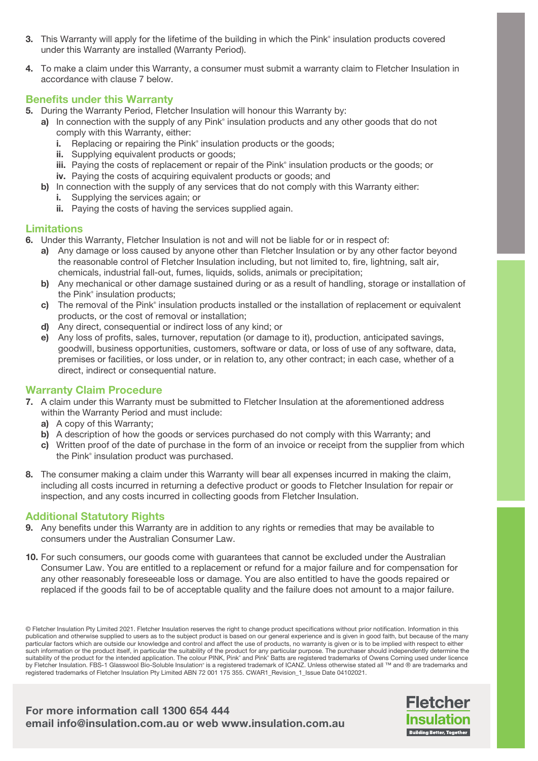3. This Warranty will apply for the lifetime of the building in which the Pink® insulation products covered under this Warranty are installed (Warranty Period).

4. To make a claim under this Warranty, a consumer must submit a warranty claim to Fletcher Insulation in accordance with clause 7 below.

## Benefits under this Warranty

5. During the Warranty Period, Fletcher Insulation will honour this Warranty by:
   - **a)** In connection with the supply of any Pink® insulation products and any other goods that do not comply with this Warranty, either:
     - **i.** Replacing or repairing the Pink® insulation products or the goods;
     - **ii.** Supplying equivalent products or goods;
     - **iii.** Paying the costs of replacement or repair of the Pink® insulation products or the goods; or
     - **iv.** Paying the costs of acquiring equivalent products or goods; and
   - **b)** In connection with the supply of any services that do not comply with this Warranty either:
     - **i.** Supplying the services again; or
     - **ii.** Paying the costs of having the services supplied again.

## Limitations

6. Under this Warranty, Fletcher Insulation is not and will not be liable for or in respect of:
   - **a)** Any damage or loss caused by anyone other than Fletcher Insulation or by any other factor beyond the reasonable control of Fletcher Insulation including, but not limited to, fire, lightning, salt air, chemicals, industrial fall-out, fumes, liquids, solids, animals or precipitation;
   - **b)** Any mechanical or other damage sustained during or as a result of handling, storage or installation of the Pink® insulation products;
   - **c)** The removal of the Pink® insulation products installed or the installation of replacement or equivalent products, or the cost of removal or installation;
   - **d)** Any direct, consequential or indirect loss of any kind; or
   - **e)** Any loss of profits, sales, turnover, reputation (or damage to it), production, anticipated savings, goodwill, business opportunities, customers, software or data, or loss of use of any software, data, premises or facilities, or loss under, or in relation to, any other contract; in each case, whether of a direct, indirect or consequential nature.

## Warranty Claim Procedure

7. A claim under this Warranty must be submitted to Fletcher Insulation at the aforementioned address within the Warranty Period and must include:
   - **a)** A copy of this Warranty;
   - **b)** A description of how the goods or services purchased do not comply with this Warranty; and
   - **c)** Written proof of the date of purchase in the form of an invoice or receipt from the supplier from which the Pink® insulation product was purchased.

8. The consumer making a claim under this Warranty will bear all expenses incurred in making the claim, including all costs incurred in returning a defective product or goods to Fletcher Insulation for repair or inspection, and any costs incurred in collecting goods from Fletcher Insulation.

## Additional Statutory Rights

9. Any benefits under this Warranty are in addition to any rights or remedies that may be available to consumers under the Australian Consumer Law.

10. For such consumers, our goods come with guarantees that cannot be excluded under the Australian Consumer Law. You are entitled to a replacement or refund for a major failure and for compensation for any other reasonably foreseeable loss or damage. You are also entitled to have the goods repaired or replaced if the goods fail to be of acceptable quality and the failure does not amount to a major failure.

© Fletcher Insulation Pty Limited 2021. Fletcher Insulation reserves the right to change product specifications without prior notification. Information in this publication and otherwise supplied to users as to the subject product is based on our general experience and is given in good faith, but because of the many particular factors which are outside our knowledge and control and affect the use of products, no warranty is given or is to be implied with respect to either such information or the product itself, in particular the suitability of the product for any particular purpose. The purchaser should independently determine the suitability of the product for the intended application. The colour PINK, Pink® and Pink® Batts are registered trademarks of Owens Corning used under licence by Fletcher Insulation. FBS-1 Glasswool Bio-Soluble Insulation® is a registered trademark of ICANZ. Unless otherwise stated all ™ and ® are trademarks and registered trademarks of Fletcher Insulation Pty Limited ABN 72 001 175 355. CWAR1_Revision_1_Issue Date 04102021.

**For more information call 1300 654 444**
**email info@insulation.com.au or web www.insulation.com.au**

Fletcher Insulation
Building Better, Together